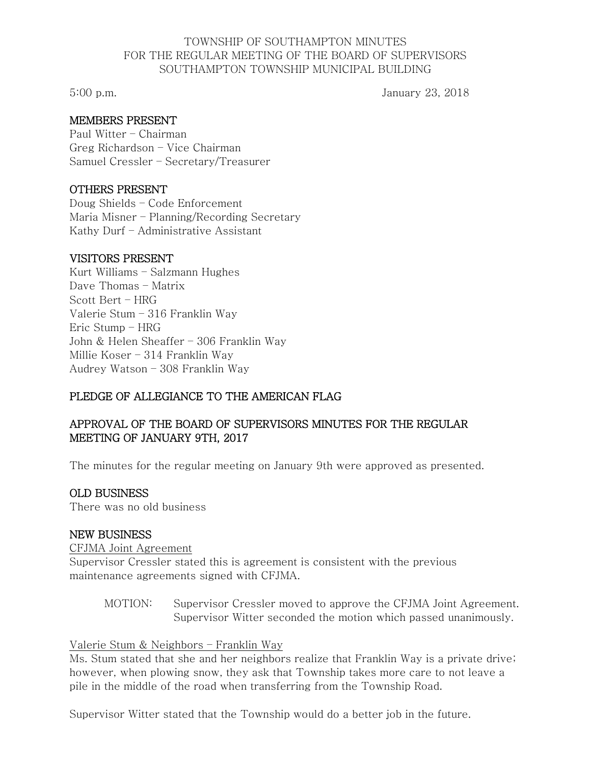TOWNSHIP OF SOUTHAMPTON MINUTES
FOR THE REGULAR MEETING OF THE BOARD OF SUPERVISORS
SOUTHAMPTON TOWNSHIP MUNICIPAL BUILDING

5:00 p.m. January 23, 2018

## MEMBERS PRESENT

Paul Witter – Chairman
Greg Richardson – Vice Chairman
Samuel Cressler – Secretary/Treasurer

## OTHERS PRESENT

Doug Shields – Code Enforcement
Maria Misner – Planning/Recording Secretary
Kathy Durf – Administrative Assistant

## VISITORS PRESENT

Kurt Williams – Salzmann Hughes
Dave Thomas – Matrix
Scott Bert – HRG
Valerie Stum – 316 Franklin Way
Eric Stump – HRG
John & Helen Sheaffer – 306 Franklin Way
Millie Koser – 314 Franklin Way
Audrey Watson – 308 Franklin Way

## PLEDGE OF ALLEGIANCE TO THE AMERICAN FLAG

## APPROVAL OF THE BOARD OF SUPERVISORS MINUTES FOR THE REGULAR MEETING OF JANUARY 9TH, 2017

The minutes for the regular meeting on January 9th were approved as presented.

## OLD BUSINESS

There was no old business

## NEW BUSINESS

CFJMA Joint Agreement

Supervisor Cressler stated this is agreement is consistent with the previous maintenance agreements signed with CFJMA.

> MOTION: Supervisor Cressler moved to approve the CFJMA Joint Agreement. Supervisor Witter seconded the motion which passed unanimously.

Valerie Stum & Neighbors – Franklin Way

Ms. Stum stated that she and her neighbors realize that Franklin Way is a private drive; however, when plowing snow, they ask that Township takes more care to not leave a pile in the middle of the road when transferring from the Township Road.

Supervisor Witter stated that the Township would do a better job in the future.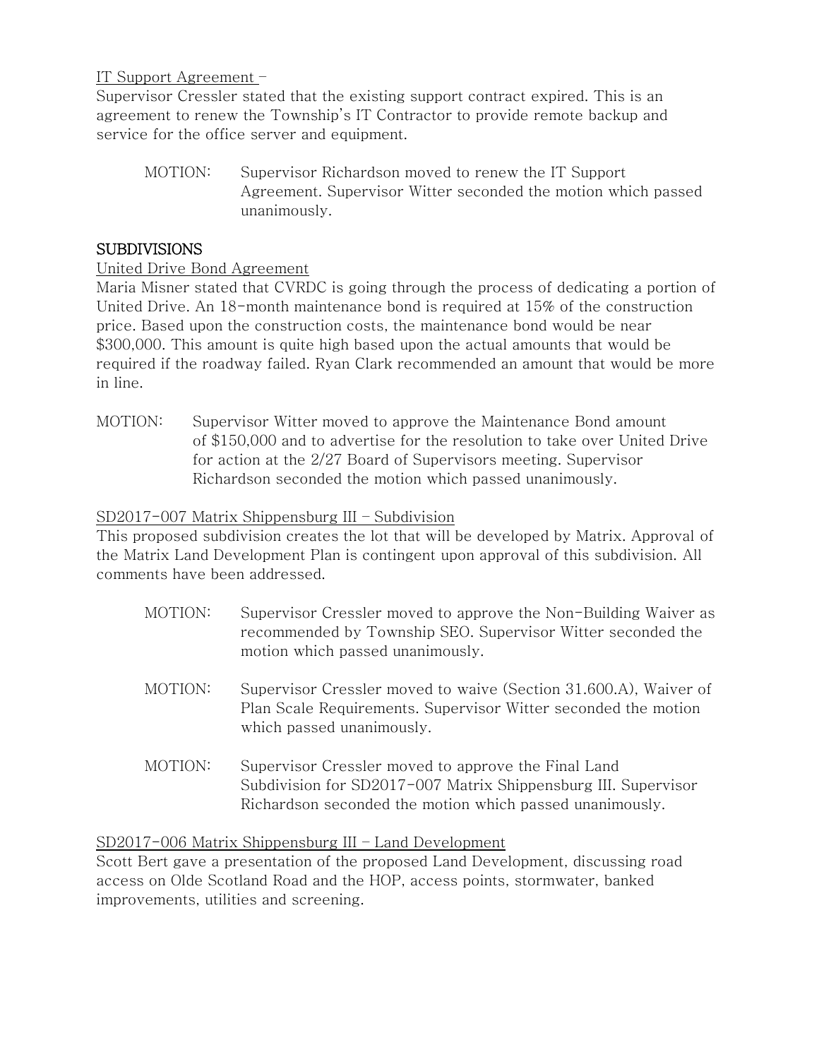IT Support Agreement –

Supervisor Cressler stated that the existing support contract expired. This is an agreement to renew the Township's IT Contractor to provide remote backup and service for the office server and equipment.

> MOTION: Supervisor Richardson moved to renew the IT Support Agreement. Supervisor Witter seconded the motion which passed unanimously.

## SUBDIVISIONS

United Drive Bond Agreement

Maria Misner stated that CVRDC is going through the process of dedicating a portion of United Drive. An 18-month maintenance bond is required at 15% of the construction price. Based upon the construction costs, the maintenance bond would be near $300,000. This amount is quite high based upon the actual amounts that would be required if the roadway failed. Ryan Clark recommended an amount that would be more in line.

MOTION: Supervisor Witter moved to approve the Maintenance Bond amount of $150,000 and to advertise for the resolution to take over United Drive for action at the 2/27 Board of Supervisors meeting. Supervisor Richardson seconded the motion which passed unanimously.

SD2017-007 Matrix Shippensburg III – Subdivision

This proposed subdivision creates the lot that will be developed by Matrix. Approval of the Matrix Land Development Plan is contingent upon approval of this subdivision. All comments have been addressed.

> MOTION: Supervisor Cressler moved to approve the Non-Building Waiver as recommended by Township SEO. Supervisor Witter seconded the motion which passed unanimously.

> MOTION: Supervisor Cressler moved to waive (Section 31.600.A), Waiver of Plan Scale Requirements. Supervisor Witter seconded the motion which passed unanimously.

> MOTION: Supervisor Cressler moved to approve the Final Land Subdivision for SD2017-007 Matrix Shippensburg III. Supervisor Richardson seconded the motion which passed unanimously.

SD2017-006 Matrix Shippensburg III – Land Development

Scott Bert gave a presentation of the proposed Land Development, discussing road access on Olde Scotland Road and the HOP, access points, stormwater, banked improvements, utilities and screening.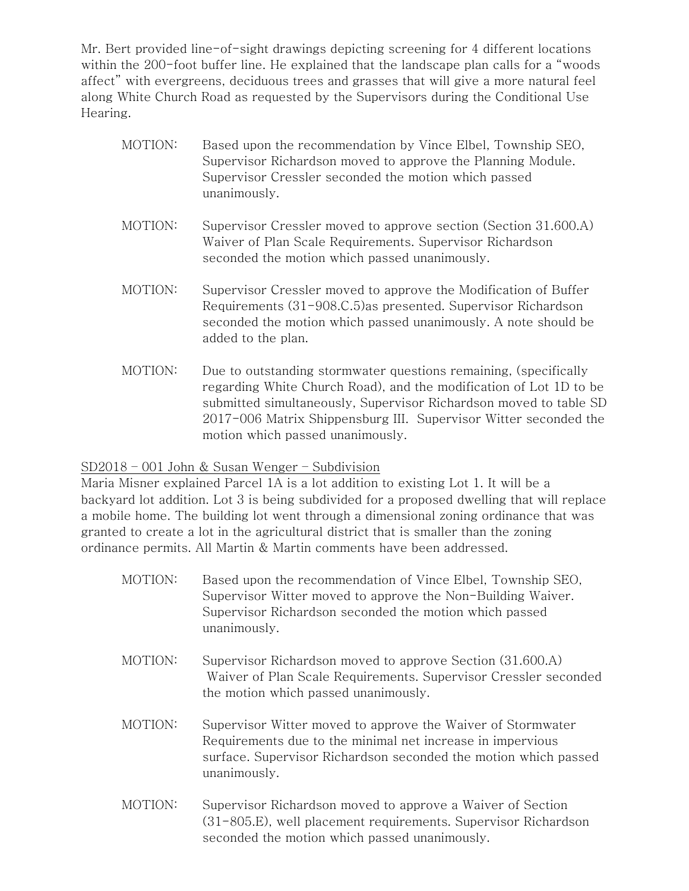Mr. Bert provided line-of-sight drawings depicting screening for 4 different locations within the 200-foot buffer line. He explained that the landscape plan calls for a "woods affect" with evergreens, deciduous trees and grasses that will give a more natural feel along White Church Road as requested by the Supervisors during the Conditional Use Hearing.

MOTION: Based upon the recommendation by Vince Elbel, Township SEO, Supervisor Richardson moved to approve the Planning Module. Supervisor Cressler seconded the motion which passed unanimously.

MOTION: Supervisor Cressler moved to approve section (Section 31.600.A) Waiver of Plan Scale Requirements. Supervisor Richardson seconded the motion which passed unanimously.

MOTION: Supervisor Cressler moved to approve the Modification of Buffer Requirements (31-908.C.5)as presented. Supervisor Richardson seconded the motion which passed unanimously. A note should be added to the plan.

MOTION: Due to outstanding stormwater questions remaining, (specifically regarding White Church Road), and the modification of Lot 1D to be submitted simultaneously, Supervisor Richardson moved to table SD 2017-006 Matrix Shippensburg III. Supervisor Witter seconded the motion which passed unanimously.

<u>SD2018 – 001 John & Susan Wenger – Subdivision</u>

Maria Misner explained Parcel 1A is a lot addition to existing Lot 1. It will be a backyard lot addition. Lot 3 is being subdivided for a proposed dwelling that will replace a mobile home. The building lot went through a dimensional zoning ordinance that was granted to create a lot in the agricultural district that is smaller than the zoning ordinance permits. All Martin & Martin comments have been addressed.

MOTION: Based upon the recommendation of Vince Elbel, Township SEO, Supervisor Witter moved to approve the Non-Building Waiver. Supervisor Richardson seconded the motion which passed unanimously.

MOTION: Supervisor Richardson moved to approve Section (31.600.A) Waiver of Plan Scale Requirements. Supervisor Cressler seconded the motion which passed unanimously.

MOTION: Supervisor Witter moved to approve the Waiver of Stormwater Requirements due to the minimal net increase in impervious surface. Supervisor Richardson seconded the motion which passed unanimously.

MOTION: Supervisor Richardson moved to approve a Waiver of Section (31-805.E), well placement requirements. Supervisor Richardson seconded the motion which passed unanimously.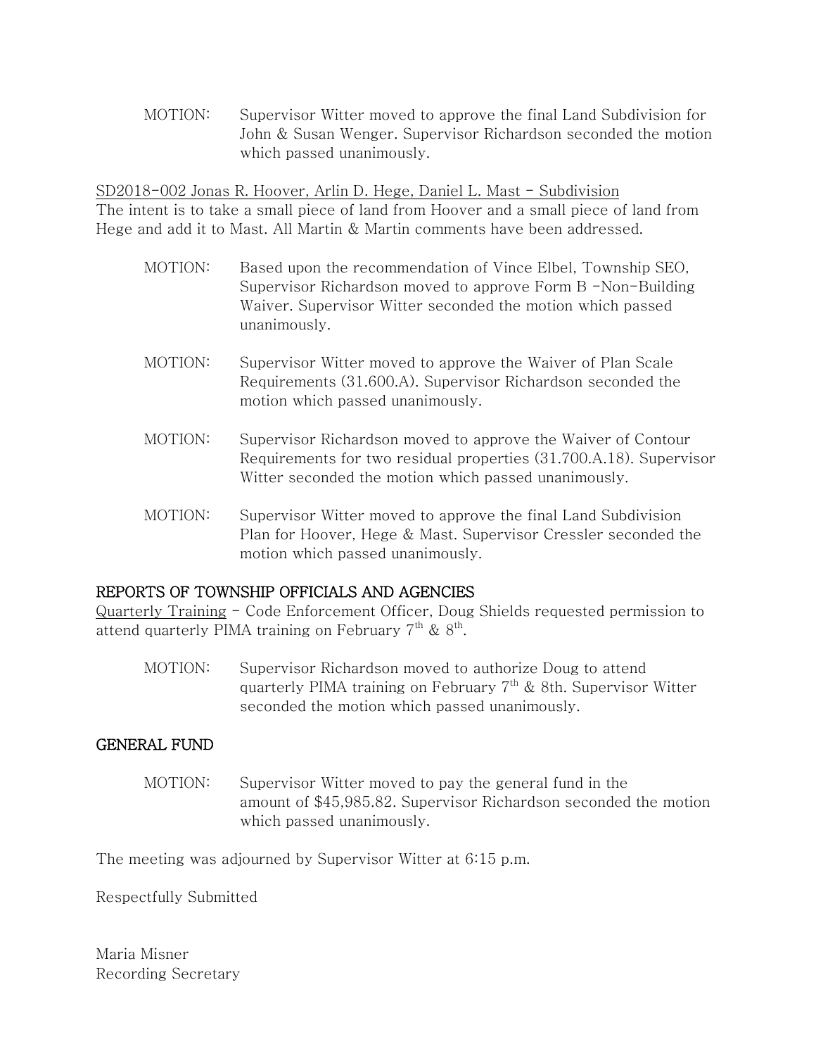MOTION: Supervisor Witter moved to approve the final Land Subdivision for John & Susan Wenger. Supervisor Richardson seconded the motion which passed unanimously.

SD2018-002 Jonas R. Hoover, Arlin D. Hege, Daniel L. Mast - Subdivision
The intent is to take a small piece of land from Hoover and a small piece of land from Hege and add it to Mast. All Martin & Martin comments have been addressed.

MOTION: Based upon the recommendation of Vince Elbel, Township SEO, Supervisor Richardson moved to approve Form B -Non-Building Waiver. Supervisor Witter seconded the motion which passed unanimously.

MOTION: Supervisor Witter moved to approve the Waiver of Plan Scale Requirements (31.600.A). Supervisor Richardson seconded the motion which passed unanimously.

MOTION: Supervisor Richardson moved to approve the Waiver of Contour Requirements for two residual properties (31.700.A.18). Supervisor Witter seconded the motion which passed unanimously.

MOTION: Supervisor Witter moved to approve the final Land Subdivision Plan for Hoover, Hege & Mast. Supervisor Cressler seconded the motion which passed unanimously.

## REPORTS OF TOWNSHIP OFFICIALS AND AGENCIES

Quarterly Training - Code Enforcement Officer, Doug Shields requested permission to attend quarterly PIMA training on February 7th & 8th.

MOTION: Supervisor Richardson moved to authorize Doug to attend quarterly PIMA training on February 7th & 8th. Supervisor Witter seconded the motion which passed unanimously.

## GENERAL FUND

MOTION: Supervisor Witter moved to pay the general fund in the amount of $45,985.82. Supervisor Richardson seconded the motion which passed unanimously.

The meeting was adjourned by Supervisor Witter at 6:15 p.m.

Respectfully Submitted

Maria Misner
Recording Secretary